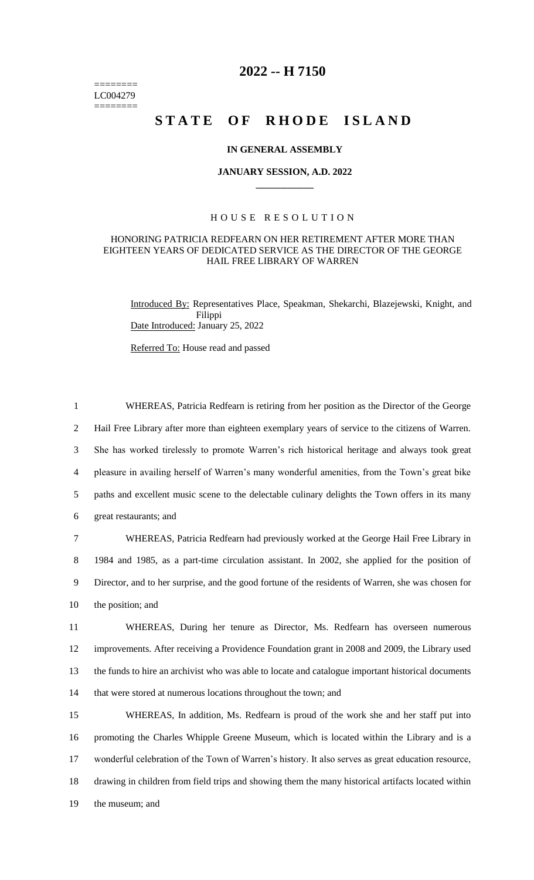========
LC004279
========

# 2022 -- H 7150

# STATE OF RHODE ISLAND

**IN GENERAL ASSEMBLY**

**JANUARY SESSION, A.D. 2022**

____________

H O U S E   R E S O L U T I O N

HONORING PATRICIA REDFEARN ON HER RETIREMENT AFTER MORE THAN EIGHTEEN YEARS OF DEDICATED SERVICE AS THE DIRECTOR OF THE GEORGE HAIL FREE LIBRARY OF WARREN

Introduced By: Representatives Place, Speakman, Shekarchi, Blazejewski, Knight, and Filippi

Date Introduced: January 25, 2022

Referred To: House read and passed

1 WHEREAS, Patricia Redfearn is retiring from her position as the Director of the George
2 Hail Free Library after more than eighteen exemplary years of service to the citizens of Warren.
3 She has worked tirelessly to promote Warren's rich historical heritage and always took great
4 pleasure in availing herself of Warren's many wonderful amenities, from the Town's great bike
5 paths and excellent music scene to the delectable culinary delights the Town offers in its many
6 great restaurants; and

7 WHEREAS, Patricia Redfearn had previously worked at the George Hail Free Library in
8 1984 and 1985, as a part-time circulation assistant. In 2002, she applied for the position of
9 Director, and to her surprise, and the good fortune of the residents of Warren, she was chosen for
10 the position; and

11 WHEREAS, During her tenure as Director, Ms. Redfearn has overseen numerous
12 improvements. After receiving a Providence Foundation grant in 2008 and 2009, the Library used
13 the funds to hire an archivist who was able to locate and catalogue important historical documents
14 that were stored at numerous locations throughout the town; and

15 WHEREAS, In addition, Ms. Redfearn is proud of the work she and her staff put into
16 promoting the Charles Whipple Greene Museum, which is located within the Library and is a
17 wonderful celebration of the Town of Warren's history. It also serves as great education resource,
18 drawing in children from field trips and showing them the many historical artifacts located within
19 the museum; and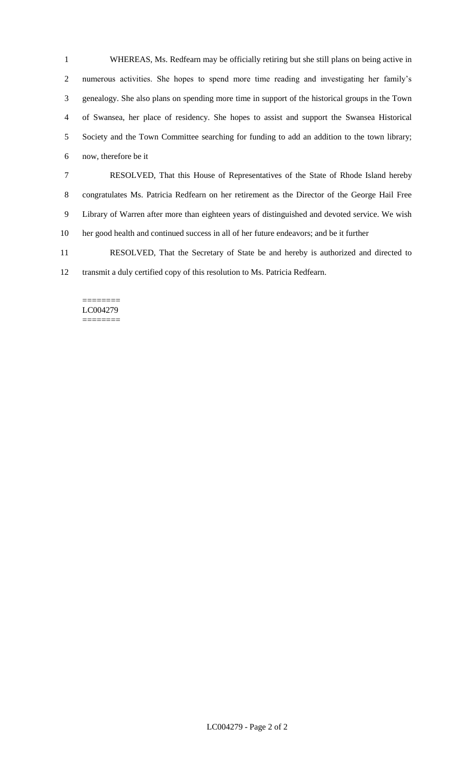WHEREAS, Ms. Redfearn may be officially retiring but she still plans on being active in numerous activities. She hopes to spend more time reading and investigating her family's genealogy. She also plans on spending more time in support of the historical groups in the Town of Swansea, her place of residency. She hopes to assist and support the Swansea Historical Society and the Town Committee searching for funding to add an addition to the town library; now, therefore be it

RESOLVED, That this House of Representatives of the State of Rhode Island hereby congratulates Ms. Patricia Redfearn on her retirement as the Director of the George Hail Free Library of Warren after more than eighteen years of distinguished and devoted service. We wish her good health and continued success in all of her future endeavors; and be it further

RESOLVED, That the Secretary of State be and hereby is authorized and directed to transmit a duly certified copy of this resolution to Ms. Patricia Redfearn.

========
LC004279
========